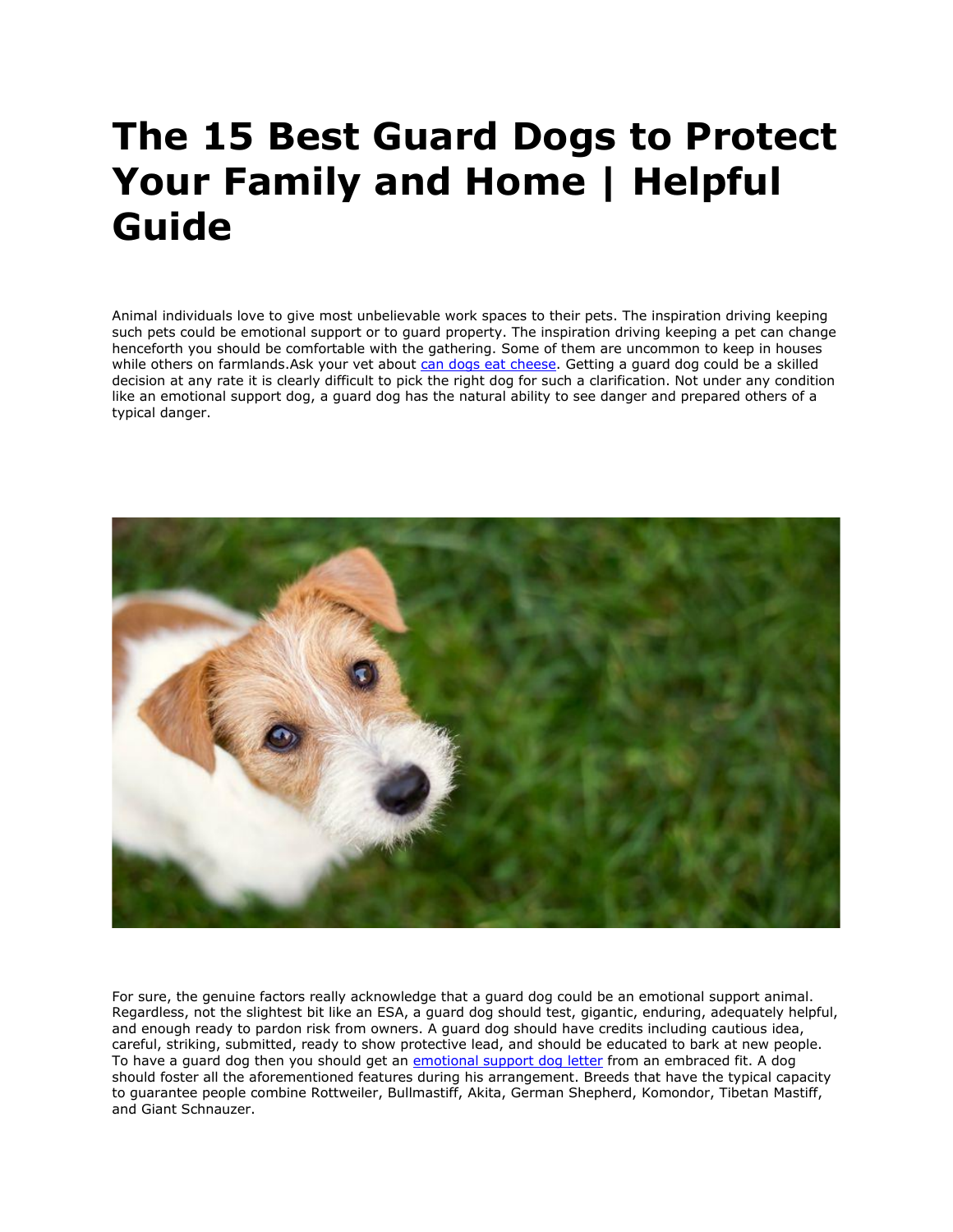# The 15 Best Guard Dogs to Protect Your Family and Home | Helpful Guide

Animal individuals love to give most unbelievable work spaces to their pets. The inspiration driving keeping such pets could be emotional support or to guard property. The inspiration driving keeping a pet can change henceforth you should be comfortable with the gathering. Some of them are uncommon to keep in houses while others on farmlands.Ask your vet about [can dogs eat cheese](). Getting a guard dog could be a skilled decision at any rate it is clearly difficult to pick the right dog for such a clarification. Not under any condition like an emotional support dog, a guard dog has the natural ability to see danger and prepared others of a typical danger.

For sure, the genuine factors really acknowledge that a guard dog could be an emotional support animal. Regardless, not the slightest bit like an ESA, a guard dog should test, gigantic, enduring, adequately helpful, and enough ready to pardon risk from owners. A guard dog should have credits including cautious idea, careful, striking, submitted, ready to show protective lead, and should be educated to bark at new people. To have a guard dog then you should get an [emotional support dog letter]() from an embraced fit. A dog should foster all the aforementioned features during his arrangement. Breeds that have the typical capacity to guarantee people combine Rottweiler, Bullmastiff, Akita, German Shepherd, Komondor, Tibetan Mastiff, and Giant Schnauzer.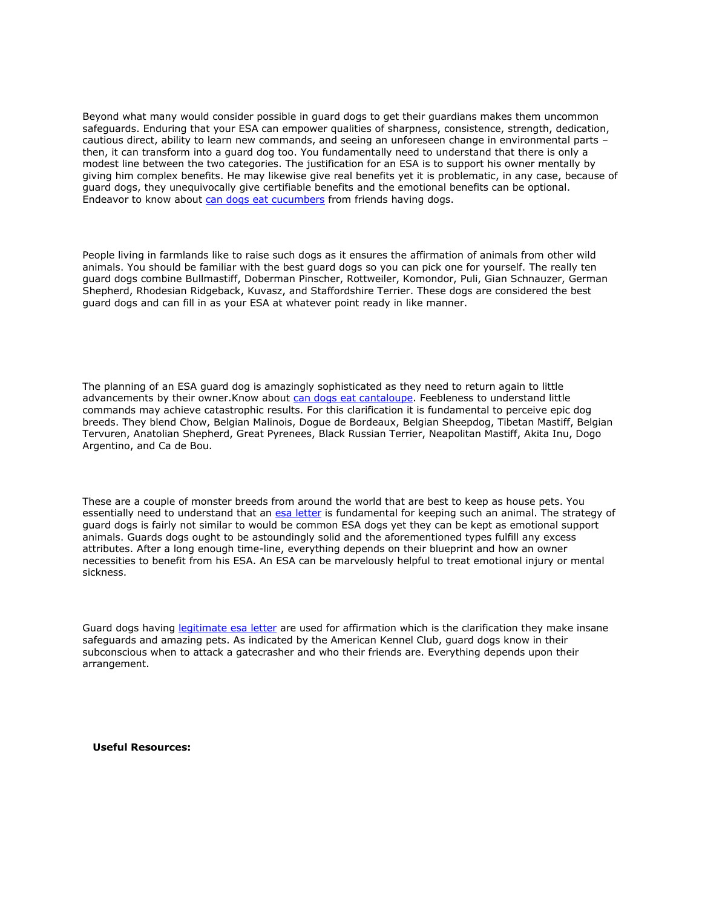Beyond what many would consider possible in guard dogs to get their guardians makes them uncommon safeguards. Enduring that your ESA can empower qualities of sharpness, consistence, strength, dedication, cautious direct, ability to learn new commands, and seeing an unforeseen change in environmental parts – then, it can transform into a guard dog too. You fundamentally need to understand that there is only a modest line between the two categories. The justification for an ESA is to support his owner mentally by giving him complex benefits. He may likewise give real benefits yet it is problematic, in any case, because of guard dogs, they unequivocally give certifiable benefits and the emotional benefits can be optional. Endeavor to know about [can dogs eat cucumbers]() from friends having dogs.

People living in farmlands like to raise such dogs as it ensures the affirmation of animals from other wild animals. You should be familiar with the best guard dogs so you can pick one for yourself. The really ten guard dogs combine Bullmastiff, Doberman Pinscher, Rottweiler, Komondor, Puli, Gian Schnauzer, German Shepherd, Rhodesian Ridgeback, Kuvasz, and Staffordshire Terrier. These dogs are considered the best guard dogs and can fill in as your ESA at whatever point ready in like manner.

The planning of an ESA guard dog is amazingly sophisticated as they need to return again to little advancements by their owner.Know about [can dogs eat cantaloupe](). Feebleness to understand little commands may achieve catastrophic results. For this clarification it is fundamental to perceive epic dog breeds. They blend Chow, Belgian Malinois, Dogue de Bordeaux, Belgian Sheepdog, Tibetan Mastiff, Belgian Tervuren, Anatolian Shepherd, Great Pyrenees, Black Russian Terrier, Neapolitan Mastiff, Akita Inu, Dogo Argentino, and Ca de Bou.

These are a couple of monster breeds from around the world that are best to keep as house pets. You essentially need to understand that an [esa letter]() is fundamental for keeping such an animal. The strategy of guard dogs is fairly not similar to would be common ESA dogs yet they can be kept as emotional support animals. Guards dogs ought to be astoundingly solid and the aforementioned types fulfill any excess attributes. After a long enough time-line, everything depends on their blueprint and how an owner necessities to benefit from his ESA. An ESA can be marvelously helpful to treat emotional injury or mental sickness.

Guard dogs having [legitimate esa letter]() are used for affirmation which is the clarification they make insane safeguards and amazing pets. As indicated by the American Kennel Club, guard dogs know in their subconscious when to attack a gatecrasher and who their friends are. Everything depends upon their arrangement.

**Useful Resources:**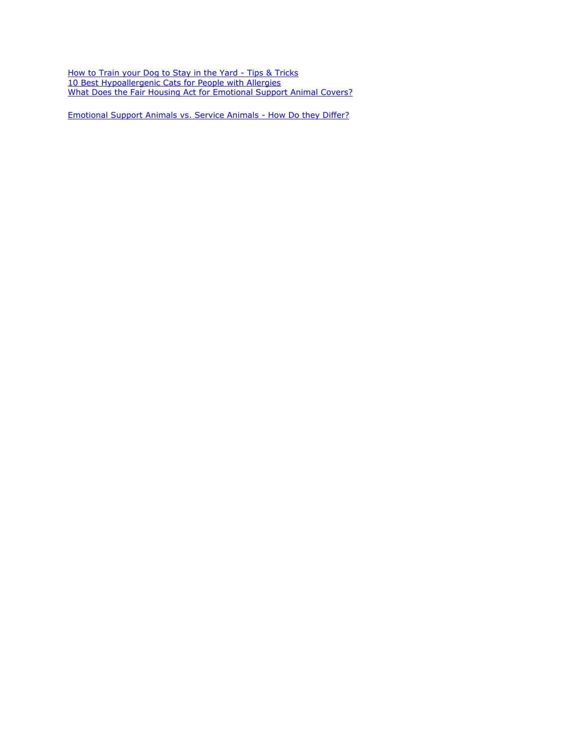How to Train your Dog to Stay in the Yard - Tips & Tricks
10 Best Hypoallergenic Cats for People with Allergies
What Does the Fair Housing Act for Emotional Support Animal Covers?

Emotional Support Animals vs. Service Animals - How Do they Differ?